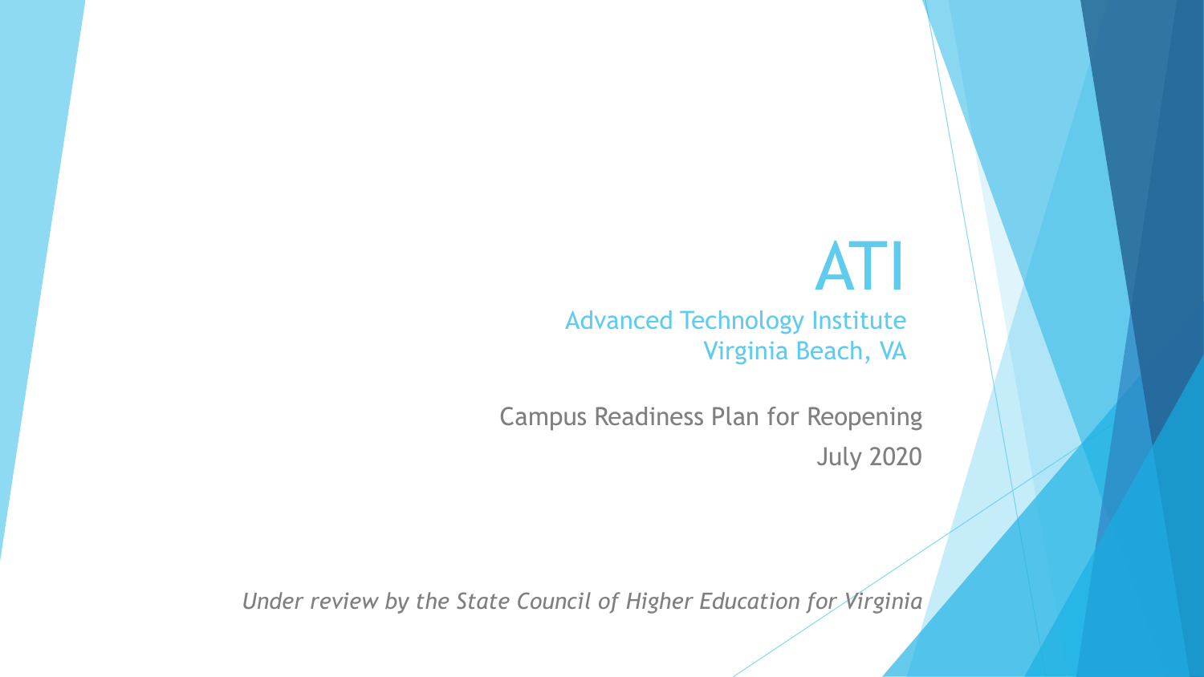# ATI

## Advanced Technology Institute
## Virginia Beach, VA

Campus Readiness Plan for Reopening

July 2020

*Under review by the State Council of Higher Education for Virginia*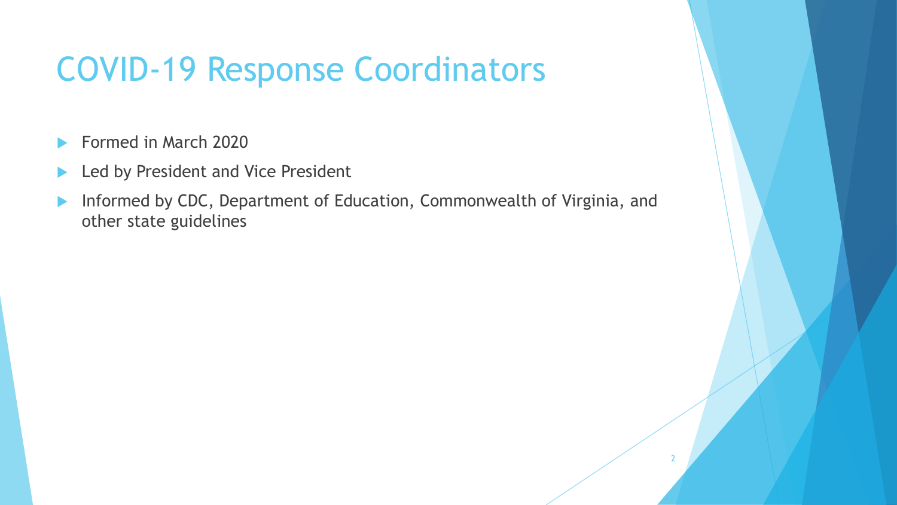# COVID-19 Response Coordinators

- Formed in March 2020
- Led by President and Vice President
- Informed by CDC, Department of Education, Commonwealth of Virginia, and other state guidelines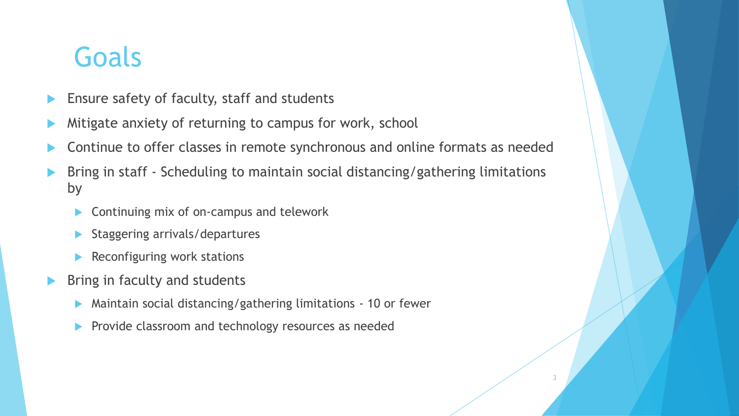# Goals

- Ensure safety of faculty, staff and students
- Mitigate anxiety of returning to campus for work, school
- Continue to offer classes in remote synchronous and online formats as needed
- Bring in staff - Scheduling to maintain social distancing/gathering limitations by
  - Continuing mix of on-campus and telework
  - Staggering arrivals/departures
  - Reconfiguring work stations
- Bring in faculty and students
  - Maintain social distancing/gathering limitations - 10 or fewer
  - Provide classroom and technology resources as needed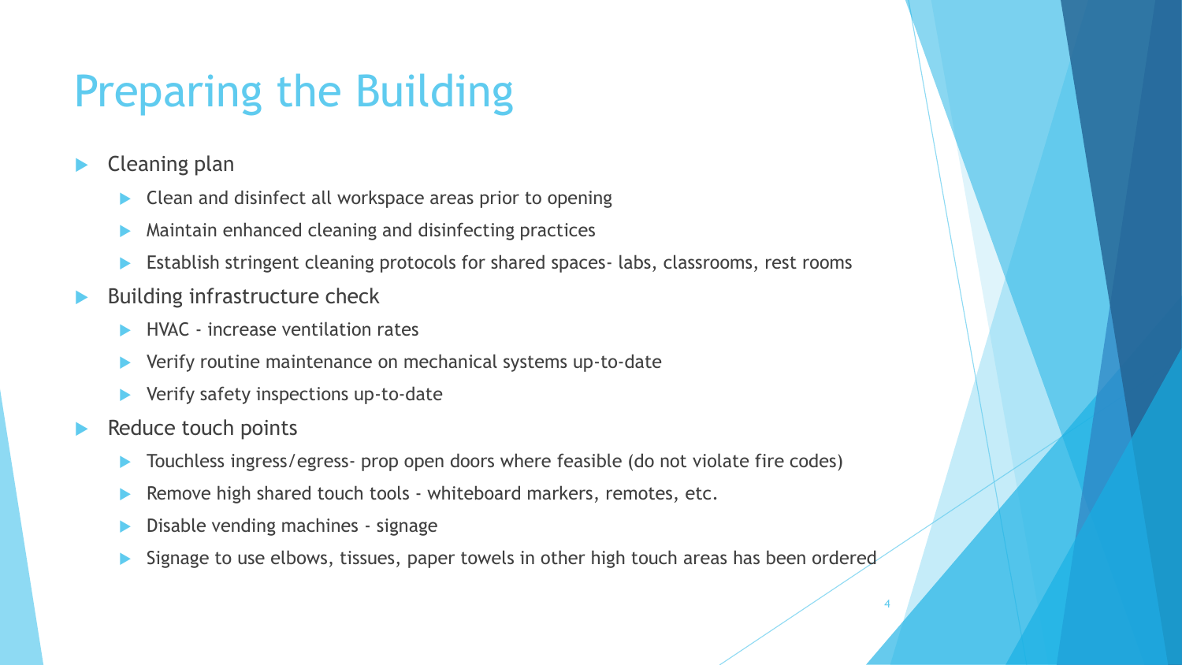# Preparing the Building

- Cleaning plan
  - Clean and disinfect all workspace areas prior to opening
  - Maintain enhanced cleaning and disinfecting practices
  - Establish stringent cleaning protocols for shared spaces- labs, classrooms, rest rooms
- Building infrastructure check
  - HVAC - increase ventilation rates
  - Verify routine maintenance on mechanical systems up-to-date
  - Verify safety inspections up-to-date
- Reduce touch points
  - Touchless ingress/egress- prop open doors where feasible (do not violate fire codes)
  - Remove high shared touch tools - whiteboard markers, remotes, etc.
  - Disable vending machines - signage
  - Signage to use elbows, tissues, paper towels in other high touch areas has been ordered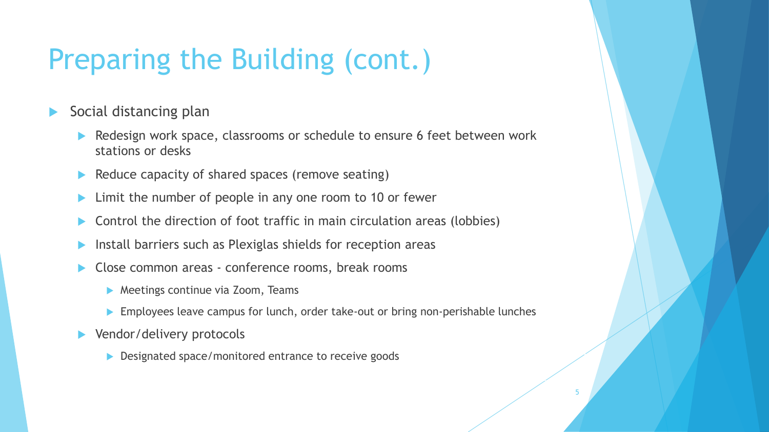# Preparing the Building (cont.)

- Social distancing plan
  - Redesign work space, classrooms or schedule to ensure 6 feet between work stations or desks
  - Reduce capacity of shared spaces (remove seating)
  - Limit the number of people in any one room to 10 or fewer
  - Control the direction of foot traffic in main circulation areas (lobbies)
  - Install barriers such as Plexiglas shields for reception areas
  - Close common areas - conference rooms, break rooms
    - Meetings continue via Zoom, Teams
    - Employees leave campus for lunch, order take-out or bring non-perishable lunches
  - Vendor/delivery protocols
    - Designated space/monitored entrance to receive goods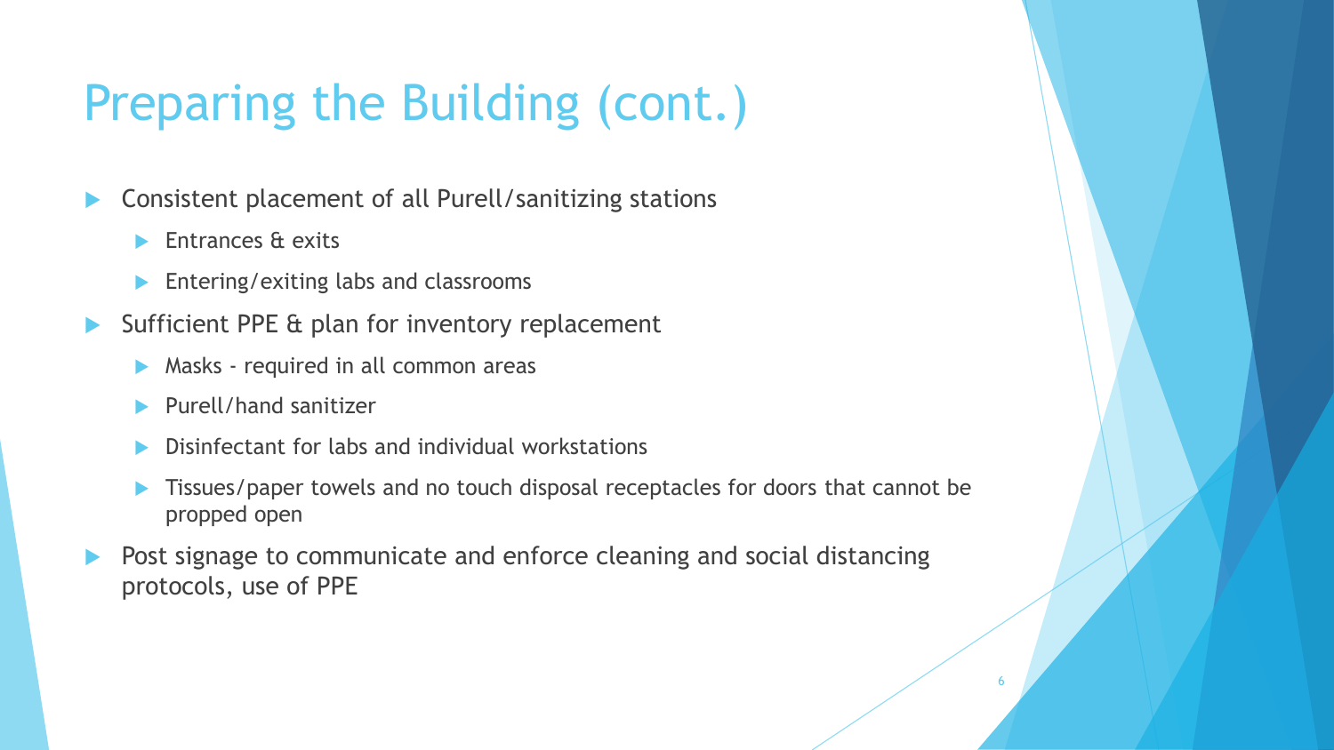# Preparing the Building (cont.)

- Consistent placement of all Purell/sanitizing stations
  - Entrances & exits
  - Entering/exiting labs and classrooms
- Sufficient PPE & plan for inventory replacement
  - Masks - required in all common areas
  - Purell/hand sanitizer
  - Disinfectant for labs and individual workstations
  - Tissues/paper towels and no touch disposal receptacles for doors that cannot be propped open
- Post signage to communicate and enforce cleaning and social distancing protocols, use of PPE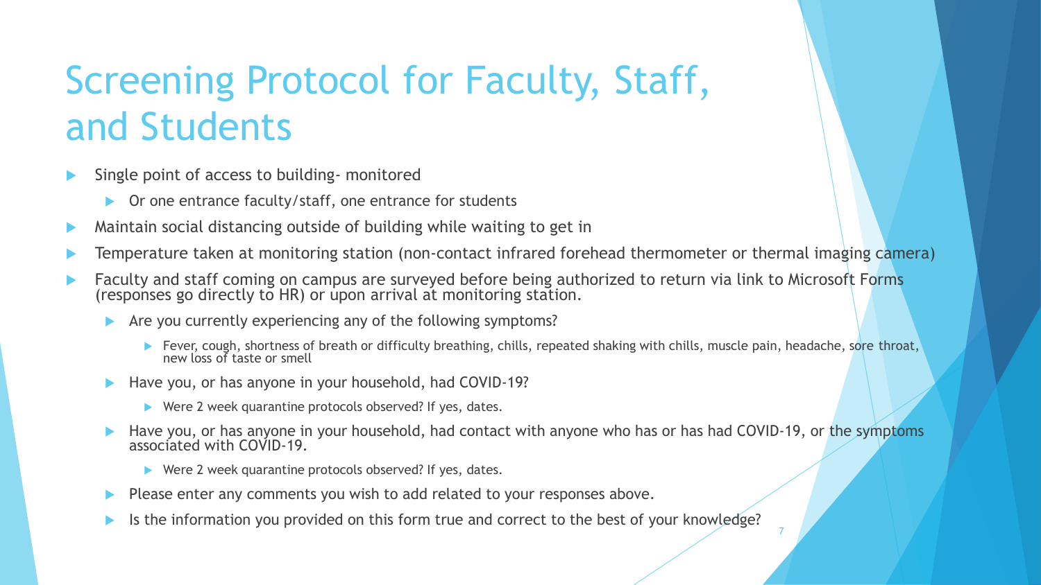# Screening Protocol for Faculty, Staff, and Students

- Single point of access to building- monitored
  - Or one entrance faculty/staff, one entrance for students
- Maintain social distancing outside of building while waiting to get in
- Temperature taken at monitoring station (non-contact infrared forehead thermometer or thermal imaging camera)
- Faculty and staff coming on campus are surveyed before being authorized to return via link to Microsoft Forms (responses go directly to HR) or upon arrival at monitoring station.
  - Are you currently experiencing any of the following symptoms?
    - Fever, cough, shortness of breath or difficulty breathing, chills, repeated shaking with chills, muscle pain, headache, sore throat, new loss of taste or smell
  - Have you, or has anyone in your household, had COVID-19?
    - Were 2 week quarantine protocols observed? If yes, dates.
  - Have you, or has anyone in your household, had contact with anyone who has or has had COVID-19, or the symptoms associated with COVID-19.
    - Were 2 week quarantine protocols observed? If yes, dates.
  - Please enter any comments you wish to add related to your responses above.
  - Is the information you provided on this form true and correct to the best of your knowledge?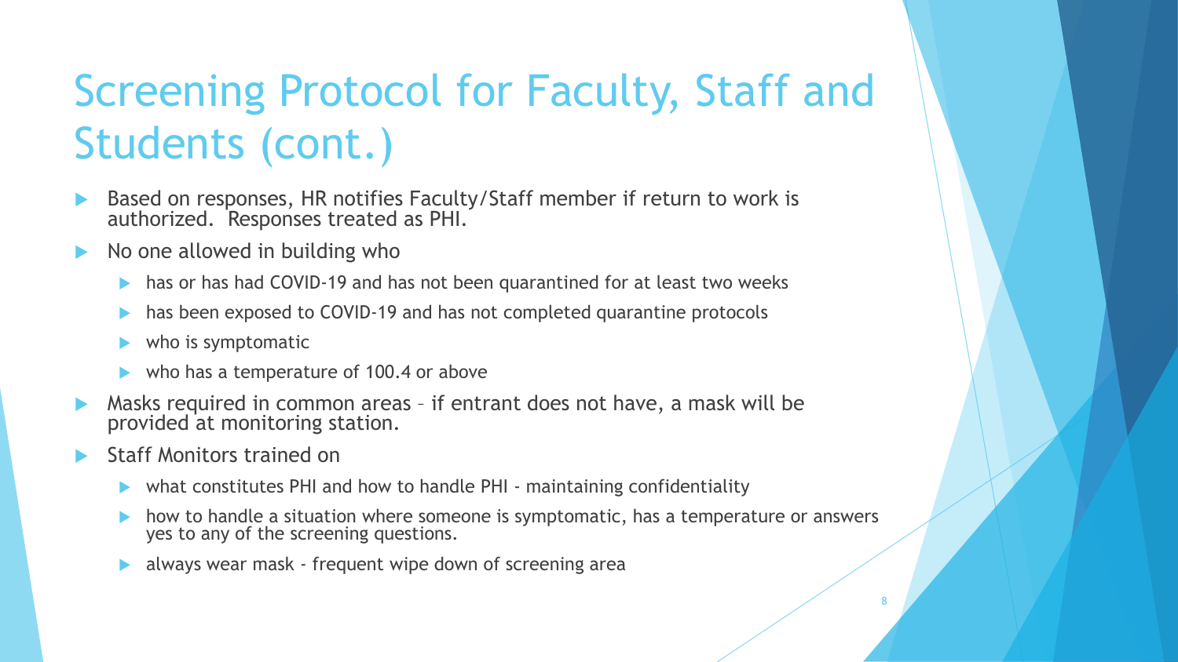# Screening Protocol for Faculty, Staff and Students (cont.)

- Based on responses, HR notifies Faculty/Staff member if return to work is authorized. Responses treated as PHI.
- No one allowed in building who
  - has or has had COVID-19 and has not been quarantined for at least two weeks
  - has been exposed to COVID-19 and has not completed quarantine protocols
  - who is symptomatic
  - who has a temperature of 100.4 or above
- Masks required in common areas – if entrant does not have, a mask will be provided at monitoring station.
- Staff Monitors trained on
  - what constitutes PHI and how to handle PHI - maintaining confidentiality
  - how to handle a situation where someone is symptomatic, has a temperature or answers yes to any of the screening questions.
  - always wear mask - frequent wipe down of screening area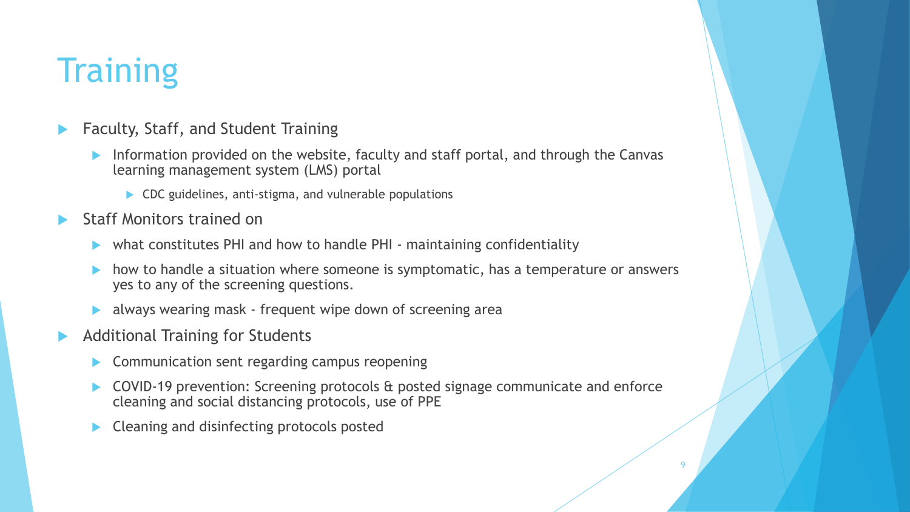# Training

- Faculty, Staff, and Student Training
  - Information provided on the website, faculty and staff portal, and through the Canvas learning management system (LMS) portal
    - CDC guidelines, anti-stigma, and vulnerable populations
- Staff Monitors trained on
  - what constitutes PHI and how to handle PHI - maintaining confidentiality
  - how to handle a situation where someone is symptomatic, has a temperature or answers yes to any of the screening questions.
  - always wearing mask - frequent wipe down of screening area
- Additional Training for Students
  - Communication sent regarding campus reopening
  - COVID-19 prevention: Screening protocols & posted signage communicate and enforce cleaning and social distancing protocols, use of PPE
  - Cleaning and disinfecting protocols posted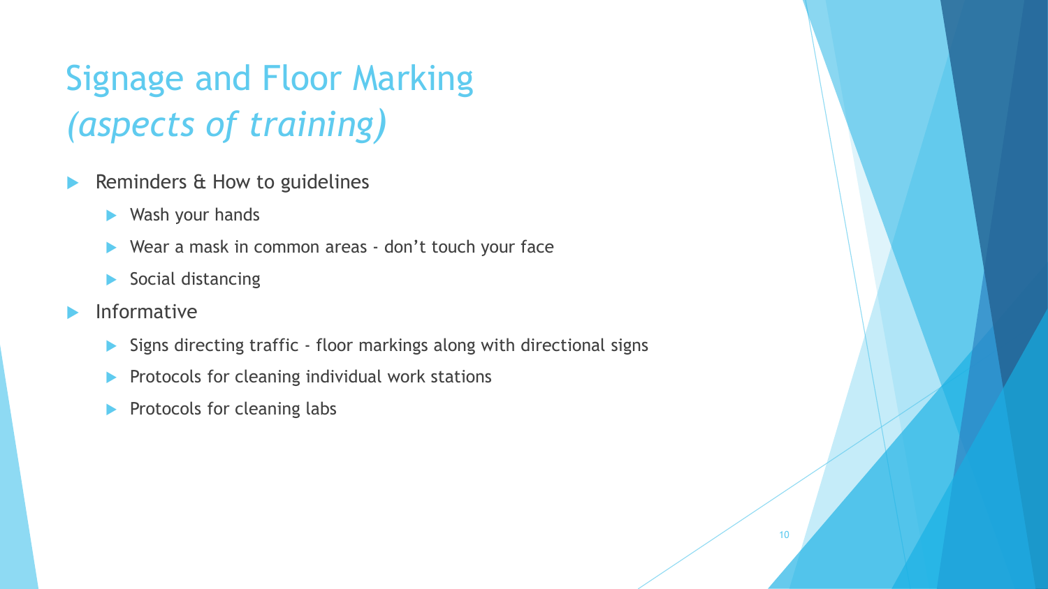# Signage and Floor Marking *(aspects of training)*

- Reminders & How to guidelines
  - Wash your hands
  - Wear a mask in common areas - don't touch your face
  - Social distancing
- Informative
  - Signs directing traffic - floor markings along with directional signs
  - Protocols for cleaning individual work stations
  - Protocols for cleaning labs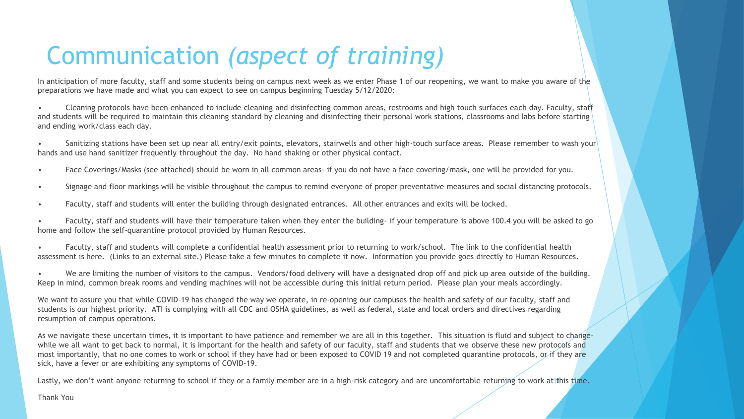# Communication *(aspect of training)*

In anticipation of more faculty, staff and some students being on campus next week as we enter Phase 1 of our reopening, we want to make you aware of the preparations we have made and what you can expect to see on campus beginning Tuesday 5/12/2020:

- Cleaning protocols have been enhanced to include cleaning and disinfecting common areas, restrooms and high touch surfaces each day. Faculty, staff and students will be required to maintain this cleaning standard by cleaning and disinfecting their personal work stations, classrooms and labs before starting and ending work/class each day.
- Sanitizing stations have been set up near all entry/exit points, elevators, stairwells and other high-touch surface areas. Please remember to wash your hands and use hand sanitizer frequently throughout the day. No hand shaking or other physical contact.
- Face Coverings/Masks (see attached) should be worn in all common areas- if you do not have a face covering/mask, one will be provided for you.
- Signage and floor markings will be visible throughout the campus to remind everyone of proper preventative measures and social distancing protocols.
- Faculty, staff and students will enter the building through designated entrances. All other entrances and exits will be locked.
- Faculty, staff and students will have their temperature taken when they enter the building- if your temperature is above 100.4 you will be asked to go home and follow the self-quarantine protocol provided by Human Resources.
- Faculty, staff and students will complete a confidential health assessment prior to returning to work/school. The link to the confidential health assessment is here. (Links to an external site.) Please take a few minutes to complete it now. Information you provide goes directly to Human Resources.
- We are limiting the number of visitors to the campus. Vendors/food delivery will have a designated drop off and pick up area outside of the building. Keep in mind, common break rooms and vending machines will not be accessible during this initial return period. Please plan your meals accordingly.

We want to assure you that while COVID-19 has changed the way we operate, in re-opening our campuses the health and safety of our faculty, staff and students is our highest priority. ATI is complying with all CDC and OSHA guidelines, as well as federal, state and local orders and directives regarding resumption of campus operations.

As we navigate these uncertain times, it is important to have patience and remember we are all in this together. This situation is fluid and subject to change- while we all want to get back to normal, it is important for the health and safety of our faculty, staff and students that we observe these new protocols and most importantly, that no one comes to work or school if they have had or been exposed to COVID 19 and not completed quarantine protocols, or if they are sick, have a fever or are exhibiting any symptoms of COVID-19.

Lastly, we don't want anyone returning to school if they or a family member are in a high-risk category and are uncomfortable returning to work at this time.

Thank You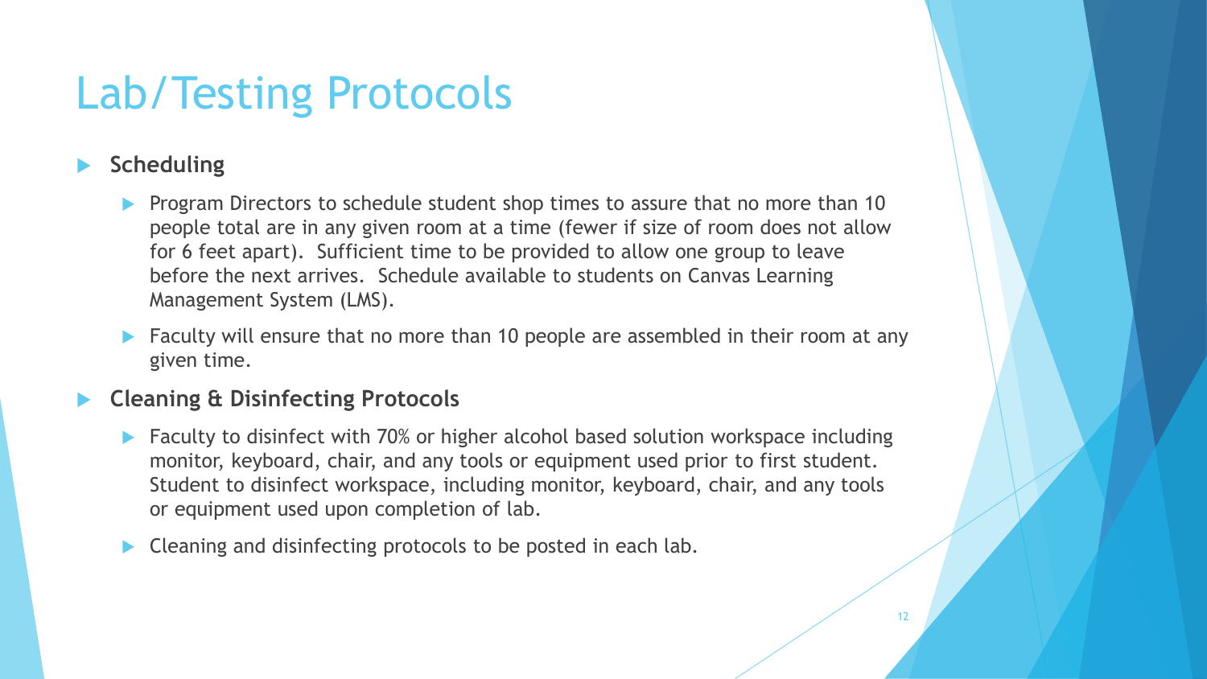# Lab/Testing Protocols

- **Scheduling**
  - Program Directors to schedule student shop times to assure that no more than 10 people total are in any given room at a time (fewer if size of room does not allow for 6 feet apart). Sufficient time to be provided to allow one group to leave before the next arrives. Schedule available to students on Canvas Learning Management System (LMS).
  - Faculty will ensure that no more than 10 people are assembled in their room at any given time.
- **Cleaning & Disinfecting Protocols**
  - Faculty to disinfect with 70% or higher alcohol based solution workspace including monitor, keyboard, chair, and any tools or equipment used prior to first student. Student to disinfect workspace, including monitor, keyboard, chair, and any tools or equipment used upon completion of lab.
  - Cleaning and disinfecting protocols to be posted in each lab.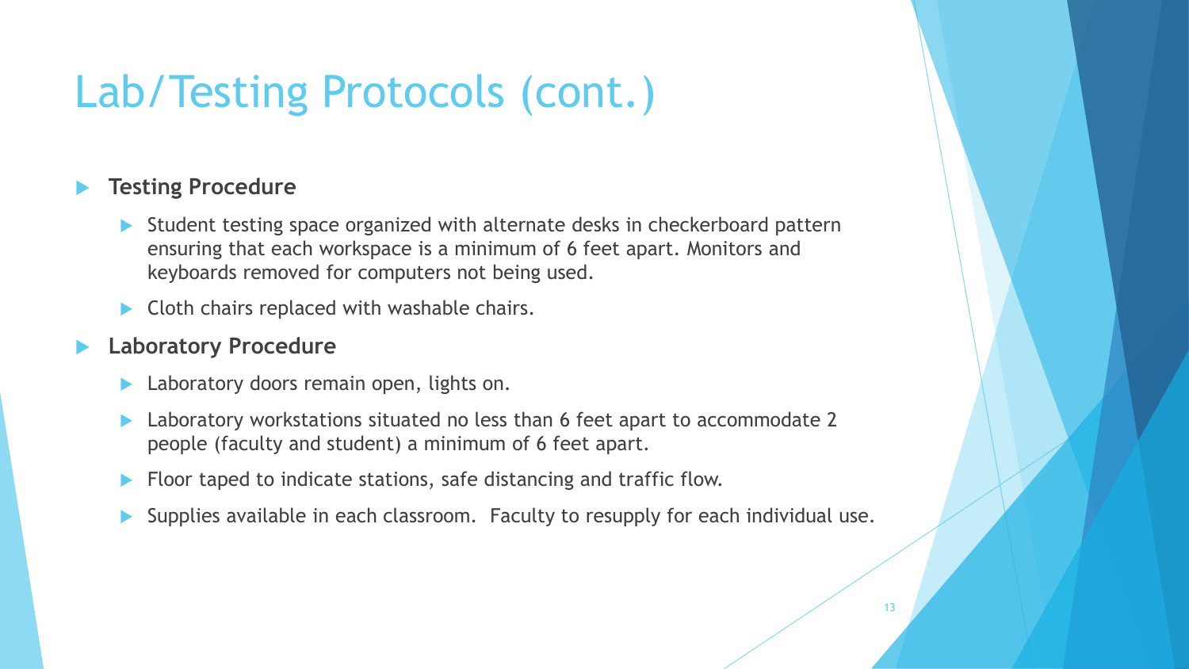# Lab/Testing Protocols (cont.)

- **Testing Procedure**
  - Student testing space organized with alternate desks in checkerboard pattern ensuring that each workspace is a minimum of 6 feet apart. Monitors and keyboards removed for computers not being used.
  - Cloth chairs replaced with washable chairs.
- **Laboratory Procedure**
  - Laboratory doors remain open, lights on.
  - Laboratory workstations situated no less than 6 feet apart to accommodate 2 people (faculty and student) a minimum of 6 feet apart.
  - Floor taped to indicate stations, safe distancing and traffic flow.
  - Supplies available in each classroom.  Faculty to resupply for each individual use.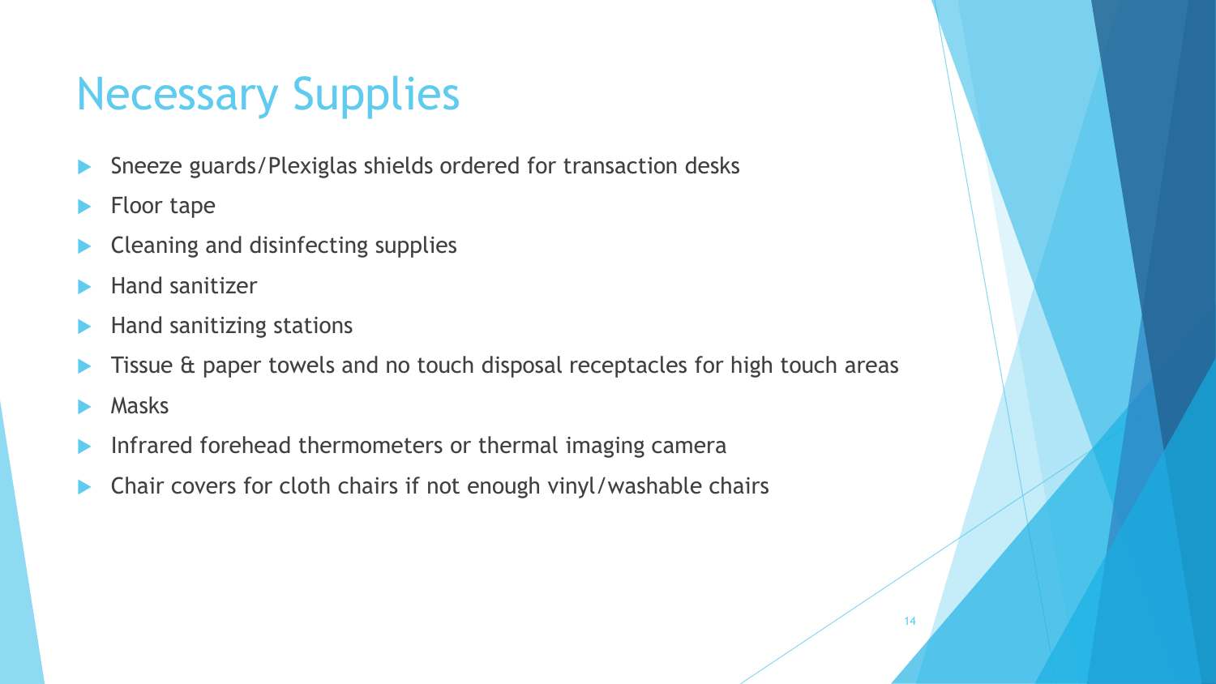# Necessary Supplies

- Sneeze guards/Plexiglas shields ordered for transaction desks
- Floor tape
- Cleaning and disinfecting supplies
- Hand sanitizer
- Hand sanitizing stations
- Tissue & paper towels and no touch disposal receptacles for high touch areas
- Masks
- Infrared forehead thermometers or thermal imaging camera
- Chair covers for cloth chairs if not enough vinyl/washable chairs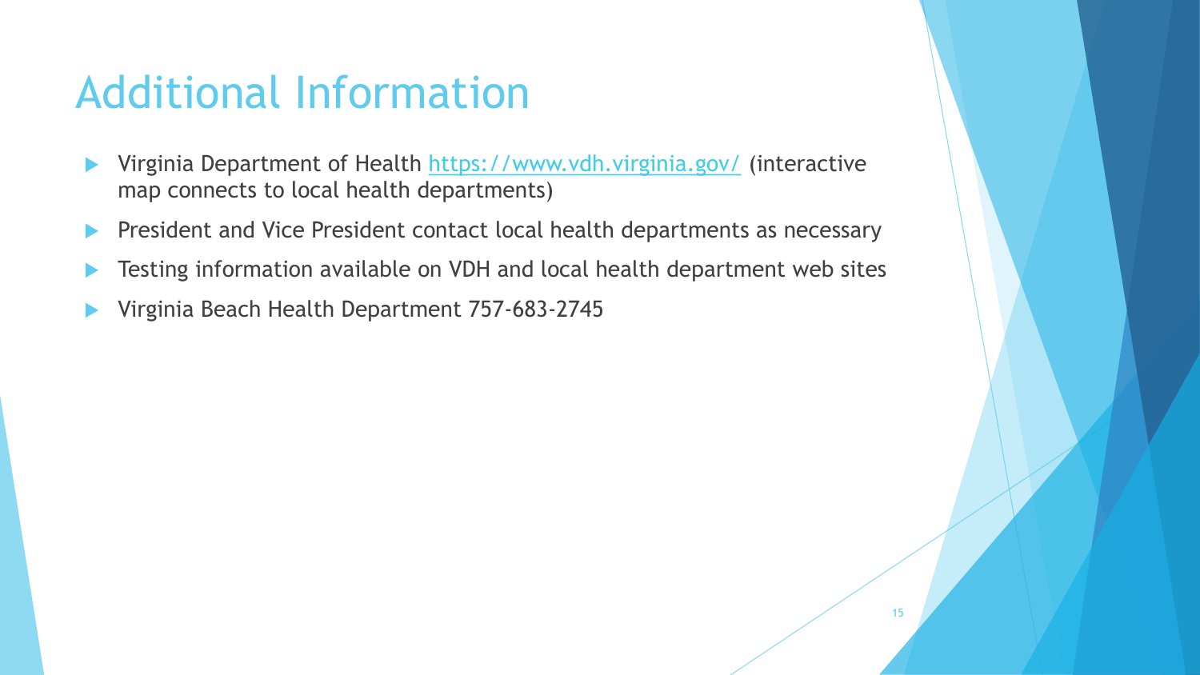# Additional Information

- Virginia Department of Health [https://www.vdh.virginia.gov/](https://www.vdh.virginia.gov/) (interactive map connects to local health departments)
- President and Vice President contact local health departments as necessary
- Testing information available on VDH and local health department web sites
- Virginia Beach Health Department 757-683-2745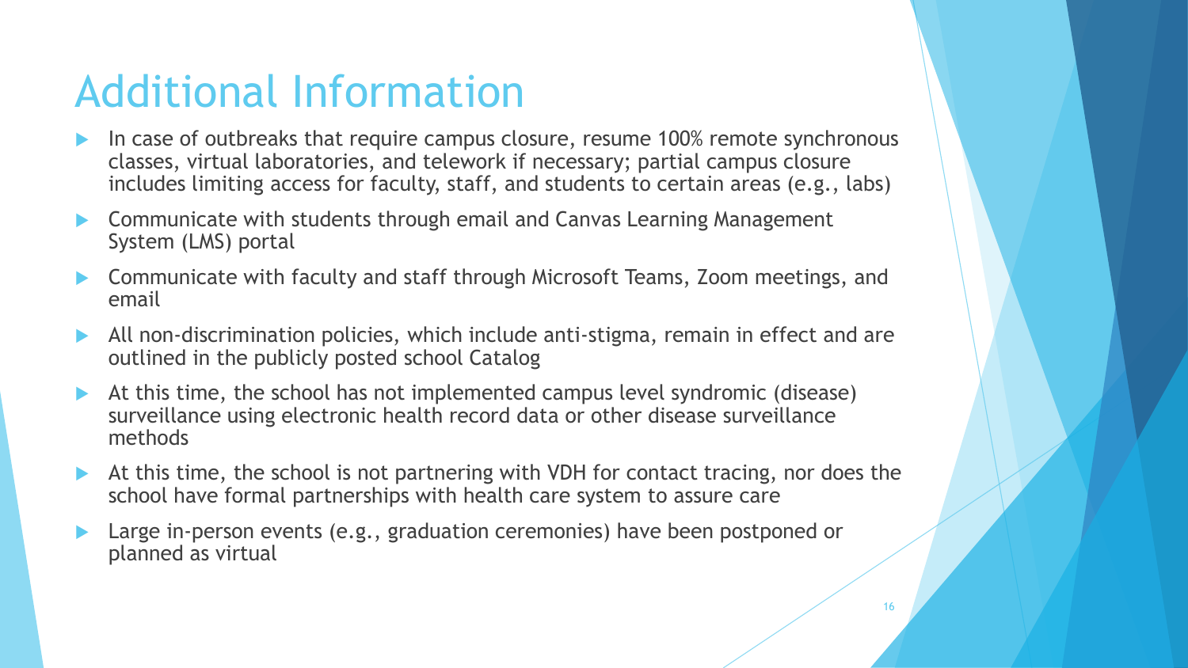# Additional Information

- In case of outbreaks that require campus closure, resume 100% remote synchronous classes, virtual laboratories, and telework if necessary; partial campus closure includes limiting access for faculty, staff, and students to certain areas (e.g., labs)
- Communicate with students through email and Canvas Learning Management System (LMS) portal
- Communicate with faculty and staff through Microsoft Teams, Zoom meetings, and email
- All non-discrimination policies, which include anti-stigma, remain in effect and are outlined in the publicly posted school Catalog
- At this time, the school has not implemented campus level syndromic (disease) surveillance using electronic health record data or other disease surveillance methods
- At this time, the school is not partnering with VDH for contact tracing, nor does the school have formal partnerships with health care system to assure care
- Large in-person events (e.g., graduation ceremonies) have been postponed or planned as virtual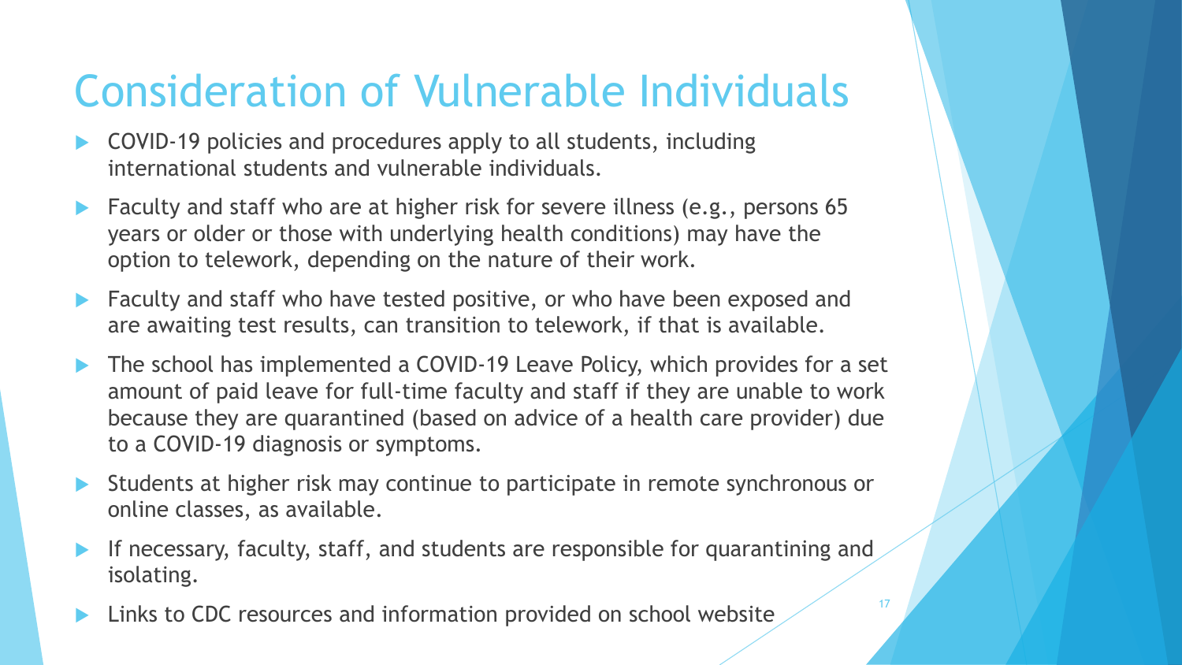# Consideration of Vulnerable Individuals

- COVID-19 policies and procedures apply to all students, including international students and vulnerable individuals.
- Faculty and staff who are at higher risk for severe illness (e.g., persons 65 years or older or those with underlying health conditions) may have the option to telework, depending on the nature of their work.
- Faculty and staff who have tested positive, or who have been exposed and are awaiting test results, can transition to telework, if that is available.
- The school has implemented a COVID-19 Leave Policy, which provides for a set amount of paid leave for full-time faculty and staff if they are unable to work because they are quarantined (based on advice of a health care provider) due to a COVID-19 diagnosis or symptoms.
- Students at higher risk may continue to participate in remote synchronous or online classes, as available.
- If necessary, faculty, staff, and students are responsible for quarantining and isolating.
- Links to CDC resources and information provided on school website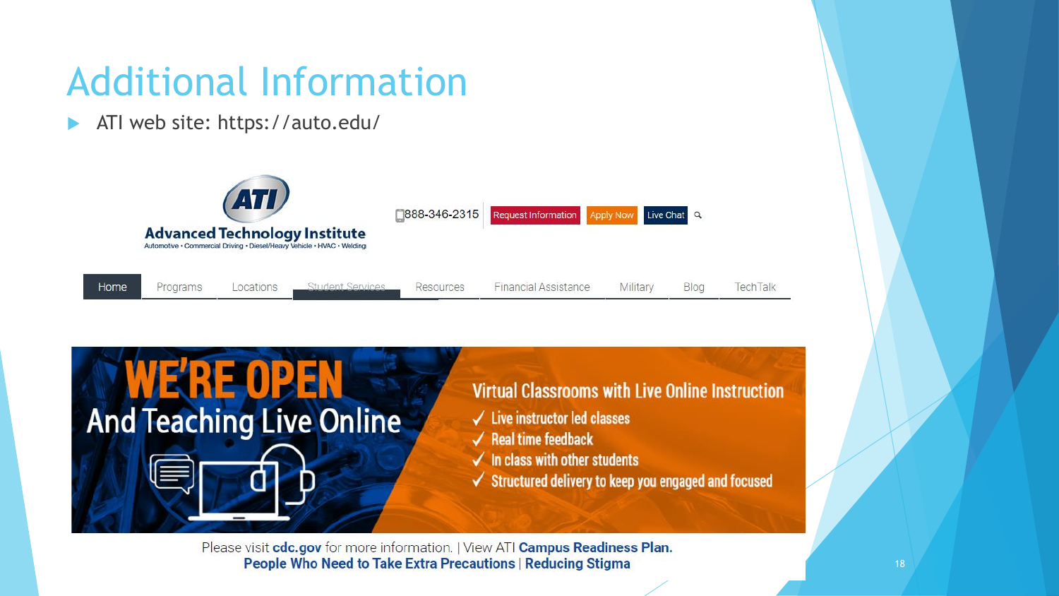# Additional Information

- ATI web site: https://auto.edu/

Advanced Technology Institute

Automotive • Commercial Driving • Diesel/Heavy Vehicle • HVAC • Welding

888-346-2315 | Request Information | Apply Now | Live Chat

Home | Programs | Locations | Student Services | Resources | Financial Assistance | Military | Blog | TechTalk

WE'RE OPEN

And Teaching Live Online

Virtual Classrooms with Live Online Instruction

- ✓ Live instructor led classes
- ✓ Real time feedback
- ✓ In class with other students
- ✓ Structured delivery to keep you engaged and focused

Please visit **cdc.gov** for more information. | View ATI **Campus Readiness Plan.**

**People Who Need to Take Extra Precautions** | **Reducing Stigma**